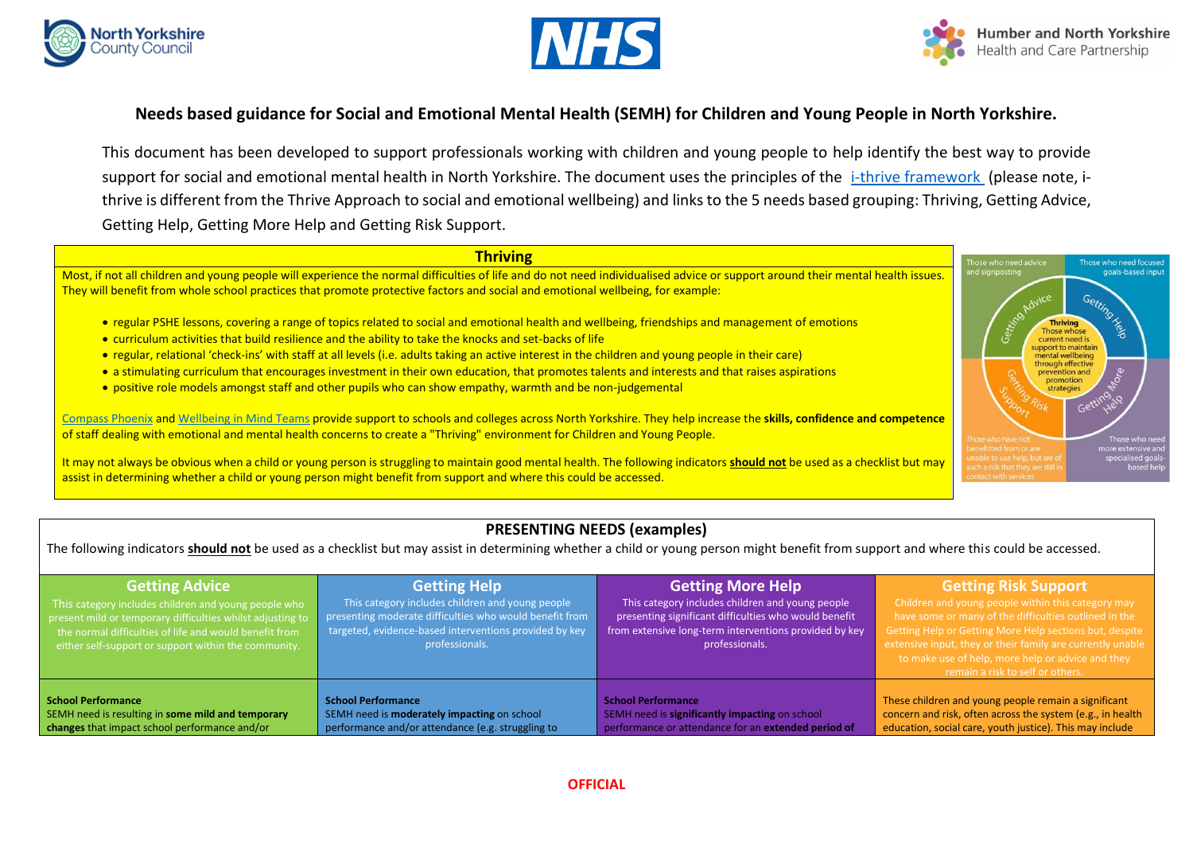# Needs based guidance for Social and Emotional Mental Health (SEMH) for Children and Young People in North Yorkshire.

This document has been developed to support professionals working with children and young people to help identify the best way to provide support for social and emotional mental health in North Yorkshire. The document uses the principles of the i-thrive framework (please note, i-thrive is different from the Thrive Approach to social and emotional wellbeing) and links to the 5 needs based grouping: Thriving, Getting Advice, Getting Help, Getting More Help and Getting Risk Support.

## Thriving

Most, if not all children and young people will experience the normal difficulties of life and do not need individualised advice or support around their mental health issues. They will benefit from whole school practices that promote protective factors and social and emotional wellbeing, for example:

- regular PSHE lessons, covering a range of topics related to social and emotional health and wellbeing, friendships and management of emotions
- curriculum activities that build resilience and the ability to take the knocks and set-backs of life
- regular, relational 'check-ins' with staff at all levels (i.e. adults taking an active interest in the children and young people in their care)
- a stimulating curriculum that encourages investment in their own education, that promotes talents and interests and that raises aspirations
- positive role models amongst staff and other pupils who can show empathy, warmth and be non-judgemental

Compass Phoenix and Wellbeing in Mind Teams provide support to schools and colleges across North Yorkshire. They help increase the **skills, confidence and competence** of staff dealing with emotional and mental health concerns to create a "Thriving" environment for Children and Young People.

It may not always be obvious when a child or young person is struggling to maintain good mental health. The following indicators **should not** be used as a checklist but may assist in determining whether a child or young person might benefit from support and where this could be accessed.

Those who need advice and signposting | Those who need focused goals-based input

Getting Advice | Getting Help

**Thriving** Those whose current need is support to maintain mental wellbeing through effective prevention and promotion strategies

Getting Risk Support | Getting More Help

Those who have not benefitted from or are unable to use help, but are of such a risk that they are still in contact with services | Those who need more extensive and specialised goals-based help

## PRESENTING NEEDS (examples)

The following indicators **should not** be used as a checklist but may assist in determining whether a child or young person might benefit from support and where this could be accessed.

| Getting Advice | Getting Help | Getting More Help | Getting Risk Support |
|---|---|---|---|
| This category includes children and young people who present mild or temporary difficulties whilst adjusting to the normal difficulties of life and would benefit from either self-support or support within the community. | This category includes children and young people presenting moderate difficulties who would benefit from targeted, evidence-based interventions provided by key professionals. | This category includes children and young people presenting significant difficulties who would benefit from extensive long-term interventions provided by key professionals. | Children and young people within this category may have some or many of the difficulties outlined in the Getting Help or Getting More Help sections but, despite extensive input, they or their family are currently unable to make use of help, more help or advice and they remain a risk to self or others. |
| **School Performance**<br>SEMH need is resulting in **some mild and temporary changes** that impact school performance and/or | **School Performance**<br>SEMH need is **moderately impacting** on school performance and/or attendance (e.g. struggling to | **School Performance**<br>SEMH need is **significantly impacting** on school performance or attendance for an **extended period of** | These children and young people remain a significant concern and risk, often across the system (e.g., in health education, social care, youth justice). This may include |

OFFICIAL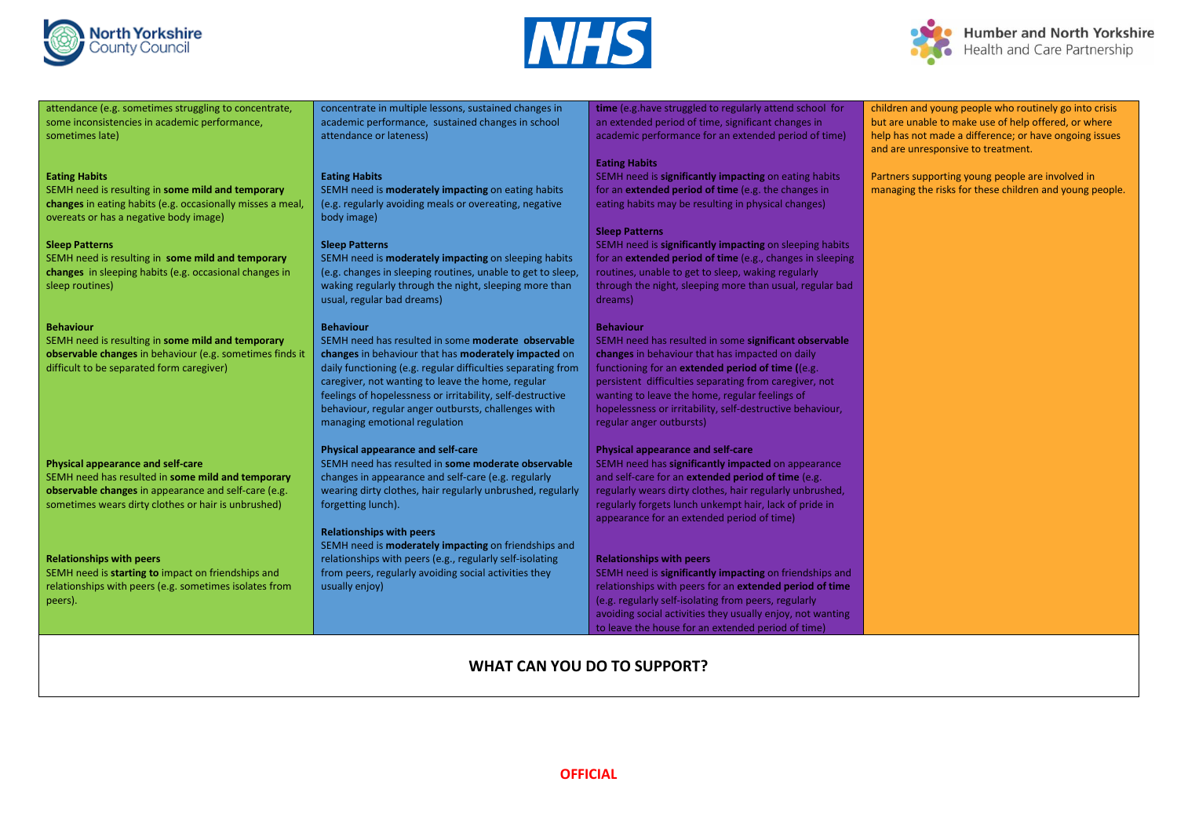| | | | |
|---|---|---|---|
| attendance (e.g. sometimes struggling to concentrate, some inconsistencies in academic performance, sometimes late) | concentrate in multiple lessons, sustained changes in academic performance, sustained changes in school attendance or lateness) | **time** (e.g.have struggled to regularly attend school for an extended period of time, significant changes in academic performance for an extended period of time) | children and young people who routinely go into crisis but are unable to make use of help offered, or where help has not made a difference; or have ongoing issues and are unresponsive to treatment.<br><br>Partners supporting young people are involved in managing the risks for these children and young people. |
| **Eating Habits**<br>SEMH need is resulting in **some mild and temporary changes** in eating habits (e.g. occasionally misses a meal, overeats or has a negative body image) | **Eating Habits**<br>SEMH need is **moderately impacting** on eating habits (e.g. regularly avoiding meals or overeating, negative body image) | **Eating Habits**<br>SEMH need is **significantly impacting** on eating habits for an **extended period of time** (e.g. the changes in eating habits may be resulting in physical changes) | |
| **Sleep Patterns**<br>SEMH need is resulting in **some mild and temporary changes** in sleeping habits (e.g. occasional changes in sleep routines) | **Sleep Patterns**<br>SEMH need is **moderately impacting** on sleeping habits (e.g. changes in sleeping routines, unable to get to sleep, waking regularly through the night, sleeping more than usual, regular bad dreams) | **Sleep Patterns**<br>SEMH need is **significantly impacting** on sleeping habits for an **extended period of time** (e.g., changes in sleeping routines, unable to get to sleep, waking regularly through the night, sleeping more than usual, regular bad dreams) | |
| **Behaviour**<br>SEMH need is resulting in **some mild and temporary observable changes** in behaviour (e.g. sometimes finds it difficult to be separated form caregiver) | **Behaviour**<br>SEMH need has resulted in some **moderate observable changes** in behaviour that has **moderately impacted** on daily functioning (e.g. regular difficulties separating from caregiver, not wanting to leave the home, regular feelings of hopelessness or irritability, self-destructive behaviour, regular anger outbursts, challenges with managing emotional regulation | **Behaviour**<br>SEMH need has resulted in some **significant observable changes** in behaviour that has impacted on daily functioning for an **extended period of time** ((e.g. persistent difficulties separating from caregiver, not wanting to leave the home, regular feelings of hopelessness or irritability, self-destructive behaviour, regular anger outbursts) | |
| **Physical appearance and self-care**<br>SEMH need has resulted in **some mild and temporary observable changes** in appearance and self-care (e.g. sometimes wears dirty clothes or hair is unbrushed) | **Physical appearance and self-care**<br>SEMH need has resulted in **some moderate observable** changes in appearance and self-care (e.g. regularly wearing dirty clothes, hair regularly unbrushed, regularly forgetting lunch). | **Physical appearance and self-care**<br>SEMH need has **significantly impacted** on appearance and self-care for an **extended period of time** (e.g. regularly wears dirty clothes, hair regularly unbrushed, regularly forgets lunch unkempt hair, lack of pride in appearance for an extended period of time) | |
| **Relationships with peers**<br>SEMH need is **starting to** impact on friendships and relationships with peers (e.g. sometimes isolates from peers). | **Relationships with peers**<br>SEMH need is **moderately impacting** on friendships and relationships with peers (e.g., regularly self-isolating from peers, regularly avoiding social activities they usually enjoy) | **Relationships with peers**<br>SEMH need is **significantly impacting** on friendships and relationships with peers for an **extended period of time** (e.g. regularly self-isolating from peers, regularly avoiding social activities they usually enjoy, not wanting to leave the house for an extended period of time) | |

**WHAT CAN YOU DO TO SUPPORT?**

OFFICIAL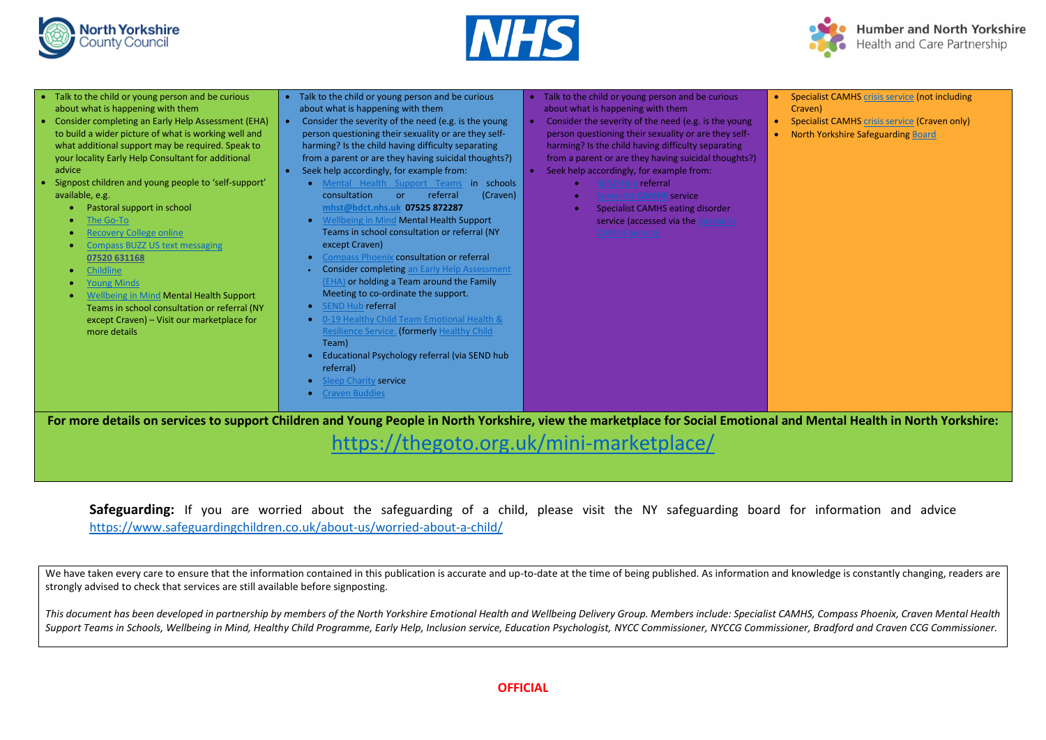| | | | |
|---|---|---|---|
| • Talk to the child or young person and be curious about what is happening with them<br>• Consider completing an Early Help Assessment (EHA) to build a wider picture of what is working well and what additional support may be required. Speak to your locality Early Help Consultant for additional advice<br>• Signpost children and young people to 'self-support' available, e.g.<br>  ◦ Pastoral support in school<br>  ◦ The Go-To<br>  ◦ Recovery College online<br>  ◦ Compass BUZZ US text messaging **07520 631168**<br>  ◦ Childline<br>  ◦ Young Minds<br>  ◦ Wellbeing in Mind Mental Health Support Teams in school consultation or referral (NY except Craven) – Visit our marketplace for more details | • Talk to the child or young person and be curious about what is happening with them<br>• Consider the severity of the need (e.g. is the young person questioning their sexuality or are they self-harming? Is the child having difficulty separating from a parent or are they having suicidal thoughts?)<br>• Seek help accordingly, for example from:<br>  ◦ Mental Health Support Teams in schools consultation or referral (Craven) **mhst@bdct.nhs.uk 07525 872287**<br>  ◦ Wellbeing in Mind Mental Health Support Teams in school consultation or referral (NY except Craven)<br>  ◦ Compass Phoenix consultation or referral<br>  ◦ Consider completing an Early Help Assessment (EHA) or holding a Team around the Family Meeting to co-ordinate the support.<br>  ◦ SEND Hub referral<br>  ◦ 0-19 Healthy Child Team Emotional Health & Resilience Service. (formerly Healthy Child Team)<br>  ◦ Educational Psychology referral (via SEND hub referral)<br>  ◦ Sleep Charity service<br>  ◦ Craven Buddies | • Talk to the child or young person and be curious about what is happening with them<br>• Consider the severity of the need (e.g. is the young person questioning their sexuality or are they self-harming? Is the child having difficulty separating from a parent or are they having suicidal thoughts?)<br>• Seek help accordingly, for example from:<br>  ◦ SEND Hub referral<br>  ◦ Specialist CAMHS service<br>  ◦ Specialist CAMHS eating disorder service (accessed via the Specialist CAMHS service) | • Specialist CAMHS crisis service (not including Craven)<br>• Specialist CAMHS crisis service (Craven only)<br>• North Yorkshire Safeguarding Board |

**For more details on services to support Children and Young People in North Yorkshire, view the marketplace for Social Emotional and Mental Health in North Yorkshire:**

https://thegoto.org.uk/mini-marketplace/

**Safeguarding:** If you are worried about the safeguarding of a child, please visit the NY safeguarding board for information and advice https://www.safeguardingchildren.co.uk/about-us/worried-about-a-child/

We have taken every care to ensure that the information contained in this publication is accurate and up-to-date at the time of being published. As information and knowledge is constantly changing, readers are strongly advised to check that services are still available before signposting.

*This document has been developed in partnership by members of the North Yorkshire Emotional Health and Wellbeing Delivery Group. Members include: Specialist CAMHS, Compass Phoenix, Craven Mental Health Support Teams in Schools, Wellbeing in Mind, Healthy Child Programme, Early Help, Inclusion service, Education Psychologist, NYCC Commissioner, NYCCG Commissioner, Bradford and Craven CCG Commissioner.*

OFFICIAL